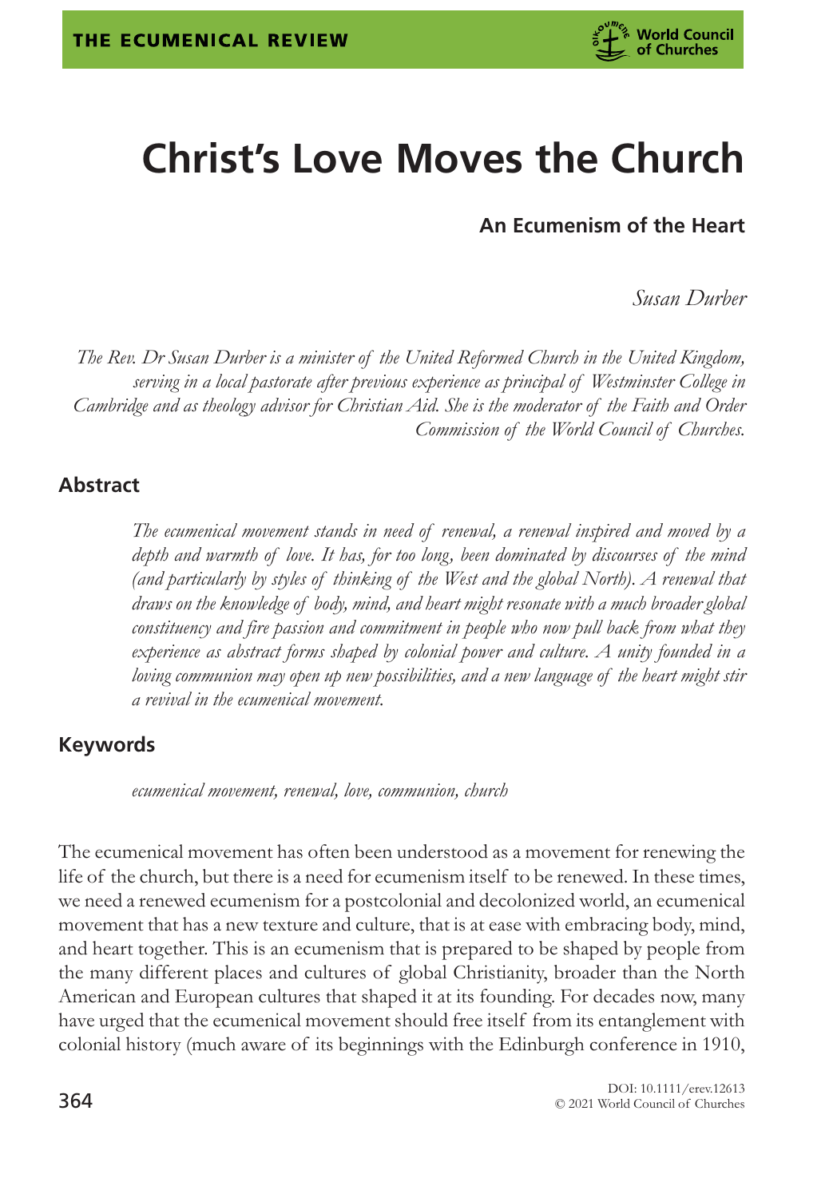# Christ's Love Moves the Church

## An Ecumenism of the Heart

*Susan Durber*

*The Rev. Dr Susan Durber is a minister of the United Reformed Church in the United Kingdom, serving in a local pastorate after previous experience as principal of Westminster College in Cambridge and as theology advisor for Christian Aid. She is the moderator of the Faith and Order Commission of the World Council of Churches.*

## Abstract

*The ecumenical movement stands in need of renewal, a renewal inspired and moved by a depth and warmth of love. It has, for too long, been dominated by discourses of the mind (and particularly by styles of thinking of the West and the global North). A renewal that draws on the knowledge of body, mind, and heart might resonate with a much broader global constituency and fire passion and commitment in people who now pull back from what they experience as abstract forms shaped by colonial power and culture. A unity founded in a loving communion may open up new possibilities, and a new language of the heart might stir a revival in the ecumenical movement.*

## Keywords

*ecumenical movement, renewal, love, communion, church*

The ecumenical movement has often been understood as a movement for renewing the life of the church, but there is a need for ecumenism itself to be renewed. In these times, we need a renewed ecumenism for a postcolonial and decolonized world, an ecumenical movement that has a new texture and culture, that is at ease with embracing body, mind, and heart together. This is an ecumenism that is prepared to be shaped by people from the many different places and cultures of global Christianity, broader than the North American and European cultures that shaped it at its founding. For decades now, many have urged that the ecumenical movement should free itself from its entanglement with colonial history (much aware of its beginnings with the Edinburgh conference in 1910,

DOI: 10.1111/erev.12613
© 2021 World Council of Churches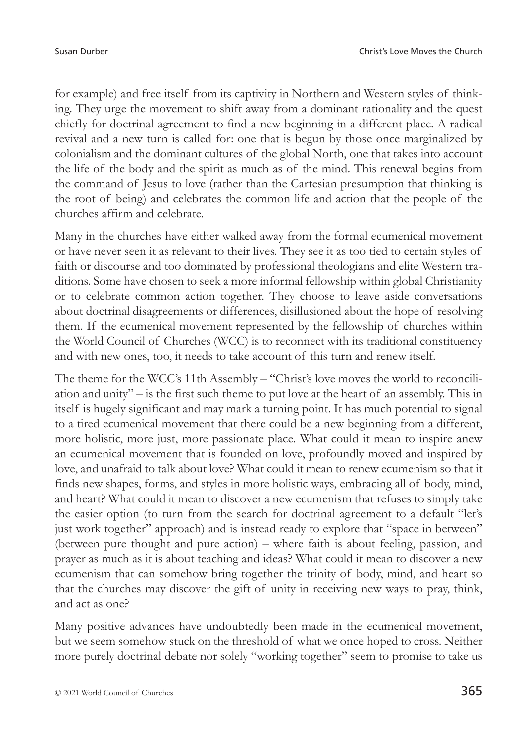for example) and free itself from its captivity in Northern and Western styles of thinking. They urge the movement to shift away from a dominant rationality and the quest chiefly for doctrinal agreement to find a new beginning in a different place. A radical revival and a new turn is called for: one that is begun by those once marginalized by colonialism and the dominant cultures of the global North, one that takes into account the life of the body and the spirit as much as of the mind. This renewal begins from the command of Jesus to love (rather than the Cartesian presumption that thinking is the root of being) and celebrates the common life and action that the people of the churches affirm and celebrate.

Many in the churches have either walked away from the formal ecumenical movement or have never seen it as relevant to their lives. They see it as too tied to certain styles of faith or discourse and too dominated by professional theologians and elite Western traditions. Some have chosen to seek a more informal fellowship within global Christianity or to celebrate common action together. They choose to leave aside conversations about doctrinal disagreements or differences, disillusioned about the hope of resolving them. If the ecumenical movement represented by the fellowship of churches within the World Council of Churches (WCC) is to reconnect with its traditional constituency and with new ones, too, it needs to take account of this turn and renew itself.

The theme for the WCC's 11th Assembly – "Christ's love moves the world to reconciliation and unity" – is the first such theme to put love at the heart of an assembly. This in itself is hugely significant and may mark a turning point. It has much potential to signal to a tired ecumenical movement that there could be a new beginning from a different, more holistic, more just, more passionate place. What could it mean to inspire anew an ecumenical movement that is founded on love, profoundly moved and inspired by love, and unafraid to talk about love? What could it mean to renew ecumenism so that it finds new shapes, forms, and styles in more holistic ways, embracing all of body, mind, and heart? What could it mean to discover a new ecumenism that refuses to simply take the easier option (to turn from the search for doctrinal agreement to a default "let's just work together" approach) and is instead ready to explore that "space in between" (between pure thought and pure action) – where faith is about feeling, passion, and prayer as much as it is about teaching and ideas? What could it mean to discover a new ecumenism that can somehow bring together the trinity of body, mind, and heart so that the churches may discover the gift of unity in receiving new ways to pray, think, and act as one?

Many positive advances have undoubtedly been made in the ecumenical movement, but we seem somehow stuck on the threshold of what we once hoped to cross. Neither more purely doctrinal debate nor solely "working together" seem to promise to take us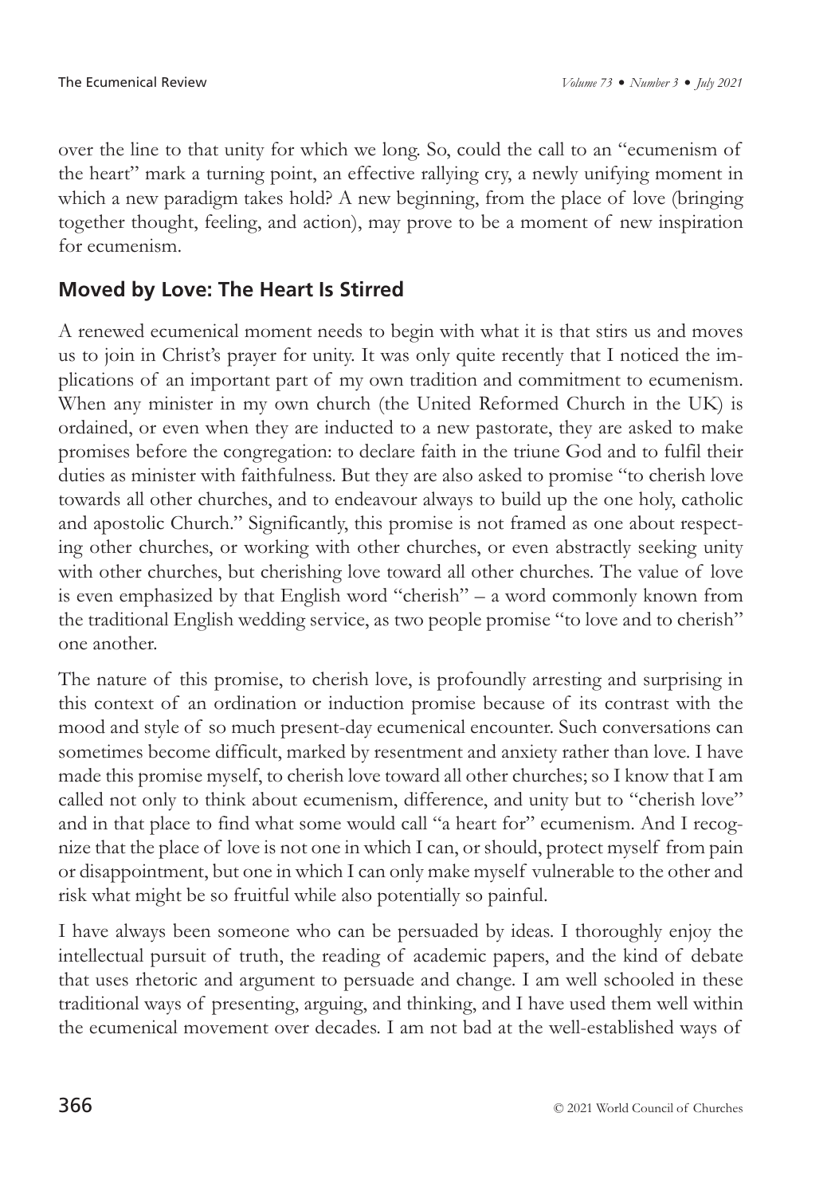over the line to that unity for which we long. So, could the call to an "ecumenism of the heart" mark a turning point, an effective rallying cry, a newly unifying moment in which a new paradigm takes hold? A new beginning, from the place of love (bringing together thought, feeling, and action), may prove to be a moment of new inspiration for ecumenism.

## Moved by Love: The Heart Is Stirred

A renewed ecumenical moment needs to begin with what it is that stirs us and moves us to join in Christ's prayer for unity. It was only quite recently that I noticed the implications of an important part of my own tradition and commitment to ecumenism. When any minister in my own church (the United Reformed Church in the UK) is ordained, or even when they are inducted to a new pastorate, they are asked to make promises before the congregation: to declare faith in the triune God and to fulfil their duties as minister with faithfulness. But they are also asked to promise "to cherish love towards all other churches, and to endeavour always to build up the one holy, catholic and apostolic Church." Significantly, this promise is not framed as one about respecting other churches, or working with other churches, or even abstractly seeking unity with other churches, but cherishing love toward all other churches. The value of love is even emphasized by that English word "cherish" – a word commonly known from the traditional English wedding service, as two people promise "to love and to cherish" one another.

The nature of this promise, to cherish love, is profoundly arresting and surprising in this context of an ordination or induction promise because of its contrast with the mood and style of so much present-day ecumenical encounter. Such conversations can sometimes become difficult, marked by resentment and anxiety rather than love. I have made this promise myself, to cherish love toward all other churches; so I know that I am called not only to think about ecumenism, difference, and unity but to "cherish love" and in that place to find what some would call "a heart for" ecumenism. And I recognize that the place of love is not one in which I can, or should, protect myself from pain or disappointment, but one in which I can only make myself vulnerable to the other and risk what might be so fruitful while also potentially so painful.

I have always been someone who can be persuaded by ideas. I thoroughly enjoy the intellectual pursuit of truth, the reading of academic papers, and the kind of debate that uses rhetoric and argument to persuade and change. I am well schooled in these traditional ways of presenting, arguing, and thinking, and I have used them well within the ecumenical movement over decades. I am not bad at the well-established ways of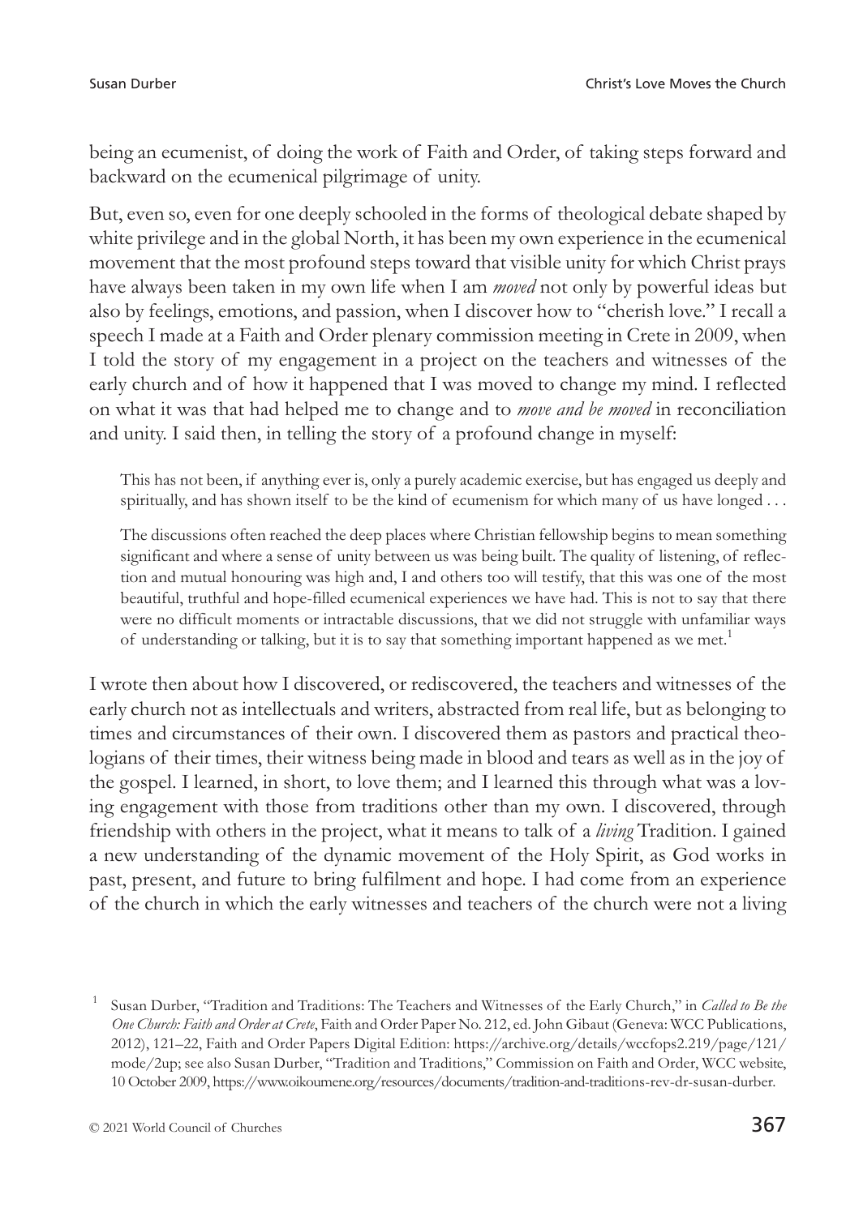being an ecumenist, of doing the work of Faith and Order, of taking steps forward and backward on the ecumenical pilgrimage of unity.

But, even so, even for one deeply schooled in the forms of theological debate shaped by white privilege and in the global North, it has been my own experience in the ecumenical movement that the most profound steps toward that visible unity for which Christ prays have always been taken in my own life when I am *moved* not only by powerful ideas but also by feelings, emotions, and passion, when I discover how to "cherish love." I recall a speech I made at a Faith and Order plenary commission meeting in Crete in 2009, when I told the story of my engagement in a project on the teachers and witnesses of the early church and of how it happened that I was moved to change my mind. I reflected on what it was that had helped me to change and to *move and be moved* in reconciliation and unity. I said then, in telling the story of a profound change in myself:

> This has not been, if anything ever is, only a purely academic exercise, but has engaged us deeply and spiritually, and has shown itself to be the kind of ecumenism for which many of us have longed . . .
>
> The discussions often reached the deep places where Christian fellowship begins to mean something significant and where a sense of unity between us was being built. The quality of listening, of reflection and mutual honouring was high and, I and others too will testify, that this was one of the most beautiful, truthful and hope-filled ecumenical experiences we have had. This is not to say that there were no difficult moments or intractable discussions, that we did not struggle with unfamiliar ways of understanding or talking, but it is to say that something important happened as we met.[1]

I wrote then about how I discovered, or rediscovered, the teachers and witnesses of the early church not as intellectuals and writers, abstracted from real life, but as belonging to times and circumstances of their own. I discovered them as pastors and practical theologians of their times, their witness being made in blood and tears as well as in the joy of the gospel. I learned, in short, to love them; and I learned this through what was a loving engagement with those from traditions other than my own. I discovered, through friendship with others in the project, what it means to talk of a *living* Tradition. I gained a new understanding of the dynamic movement of the Holy Spirit, as God works in past, present, and future to bring fulfilment and hope. I had come from an experience of the church in which the early witnesses and teachers of the church were not a living

[1] Susan Durber, "Tradition and Traditions: The Teachers and Witnesses of the Early Church," in *Called to Be the One Church: Faith and Order at Crete*, Faith and Order Paper No. 212, ed. John Gibaut (Geneva: WCC Publications, 2012), 121–22, Faith and Order Papers Digital Edition: https://archive.org/details/wccfops2.219/page/121/mode/2up; see also Susan Durber, "Tradition and Traditions," Commission on Faith and Order, WCC website, 10 October 2009, https://www.oikoumene.org/resources/documents/tradition-and-traditions-rev-dr-susan-durber.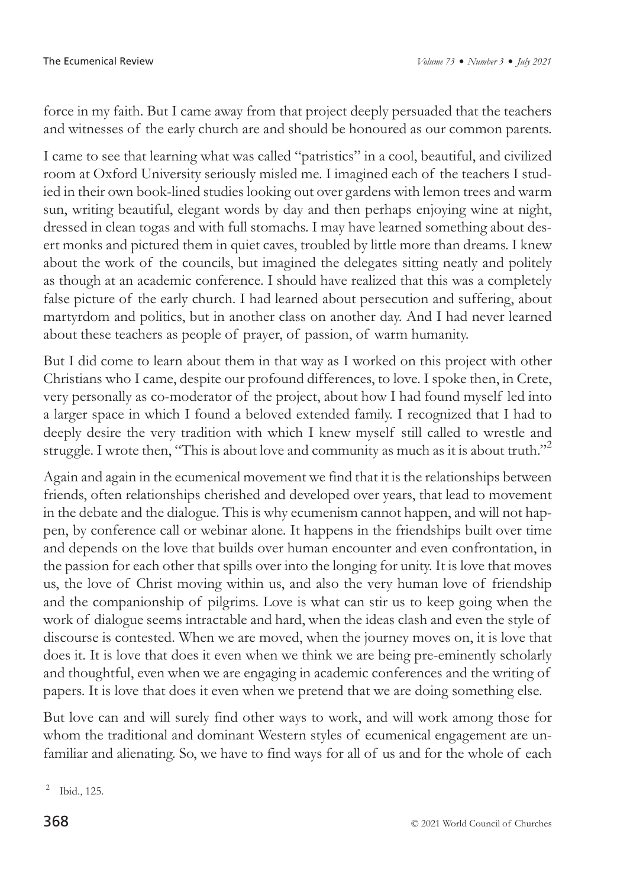force in my faith. But I came away from that project deeply persuaded that the teachers and witnesses of the early church are and should be honoured as our common parents.

I came to see that learning what was called "patristics" in a cool, beautiful, and civilized room at Oxford University seriously misled me. I imagined each of the teachers I studied in their own book-lined studies looking out over gardens with lemon trees and warm sun, writing beautiful, elegant words by day and then perhaps enjoying wine at night, dressed in clean togas and with full stomachs. I may have learned something about desert monks and pictured them in quiet caves, troubled by little more than dreams. I knew about the work of the councils, but imagined the delegates sitting neatly and politely as though at an academic conference. I should have realized that this was a completely false picture of the early church. I had learned about persecution and suffering, about martyrdom and politics, but in another class on another day. And I had never learned about these teachers as people of prayer, of passion, of warm humanity.

But I did come to learn about them in that way as I worked on this project with other Christians who I came, despite our profound differences, to love. I spoke then, in Crete, very personally as co-moderator of the project, about how I had found myself led into a larger space in which I found a beloved extended family. I recognized that I had to deeply desire the very tradition with which I knew myself still called to wrestle and struggle. I wrote then, "This is about love and community as much as it is about truth."[2]

Again and again in the ecumenical movement we find that it is the relationships between friends, often relationships cherished and developed over years, that lead to movement in the debate and the dialogue. This is why ecumenism cannot happen, and will not happen, by conference call or webinar alone. It happens in the friendships built over time and depends on the love that builds over human encounter and even confrontation, in the passion for each other that spills over into the longing for unity. It is love that moves us, the love of Christ moving within us, and also the very human love of friendship and the companionship of pilgrims. Love is what can stir us to keep going when the work of dialogue seems intractable and hard, when the ideas clash and even the style of discourse is contested. When we are moved, when the journey moves on, it is love that does it. It is love that does it even when we think we are being pre-eminently scholarly and thoughtful, even when we are engaging in academic conferences and the writing of papers. It is love that does it even when we pretend that we are doing something else.

But love can and will surely find other ways to work, and will work among those for whom the traditional and dominant Western styles of ecumenical engagement are unfamiliar and alienating. So, we have to find ways for all of us and for the whole of each

[2] Ibid., 125.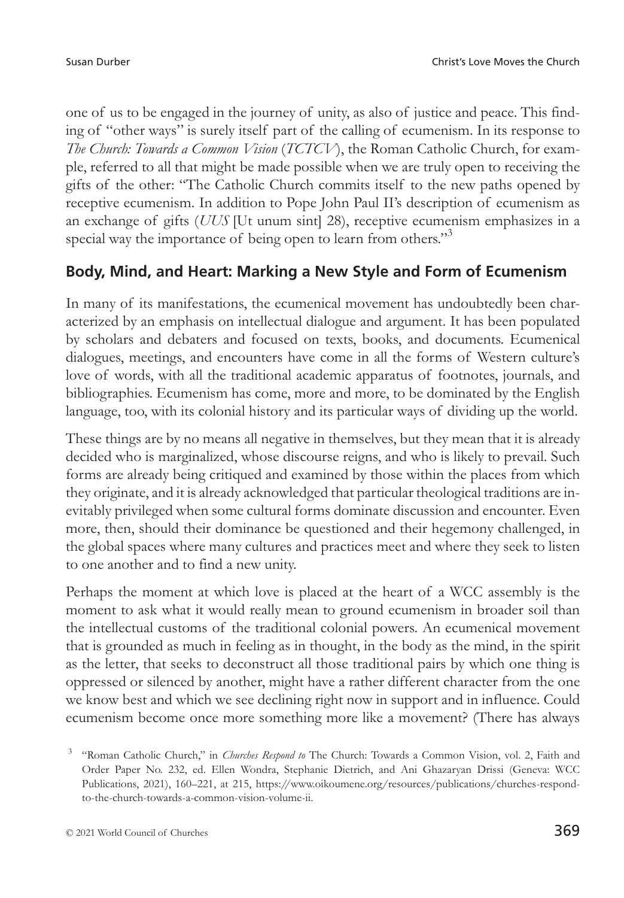one of us to be engaged in the journey of unity, as also of justice and peace. This finding of "other ways" is surely itself part of the calling of ecumenism. In its response to *The Church: Towards a Common Vision* (*TCTCV*), the Roman Catholic Church, for example, referred to all that might be made possible when we are truly open to receiving the gifts of the other: "The Catholic Church commits itself to the new paths opened by receptive ecumenism. In addition to Pope John Paul II's description of ecumenism as an exchange of gifts (*UUS* [Ut unum sint] 28), receptive ecumenism emphasizes in a special way the importance of being open to learn from others."[3]

## Body, Mind, and Heart: Marking a New Style and Form of Ecumenism

In many of its manifestations, the ecumenical movement has undoubtedly been characterized by an emphasis on intellectual dialogue and argument. It has been populated by scholars and debaters and focused on texts, books, and documents. Ecumenical dialogues, meetings, and encounters have come in all the forms of Western culture's love of words, with all the traditional academic apparatus of footnotes, journals, and bibliographies. Ecumenism has come, more and more, to be dominated by the English language, too, with its colonial history and its particular ways of dividing up the world.

These things are by no means all negative in themselves, but they mean that it is already decided who is marginalized, whose discourse reigns, and who is likely to prevail. Such forms are already being critiqued and examined by those within the places from which they originate, and it is already acknowledged that particular theological traditions are inevitably privileged when some cultural forms dominate discussion and encounter. Even more, then, should their dominance be questioned and their hegemony challenged, in the global spaces where many cultures and practices meet and where they seek to listen to one another and to find a new unity.

Perhaps the moment at which love is placed at the heart of a WCC assembly is the moment to ask what it would really mean to ground ecumenism in broader soil than the intellectual customs of the traditional colonial powers. An ecumenical movement that is grounded as much in feeling as in thought, in the body as the mind, in the spirit as the letter, that seeks to deconstruct all those traditional pairs by which one thing is oppressed or silenced by another, might have a rather different character from the one we know best and which we see declining right now in support and in influence. Could ecumenism become once more something more like a movement? (There has always

[3] "Roman Catholic Church," in *Churches Respond to* The Church: Towards a Common Vision, vol. 2, Faith and Order Paper No. 232, ed. Ellen Wondra, Stephanie Dietrich, and Ani Ghazaryan Drissi (Geneva: WCC Publications, 2021), 160–221, at 215, https://www.oikoumene.org/resources/publications/churches-respond-to-the-church-towards-a-common-vision-volume-ii.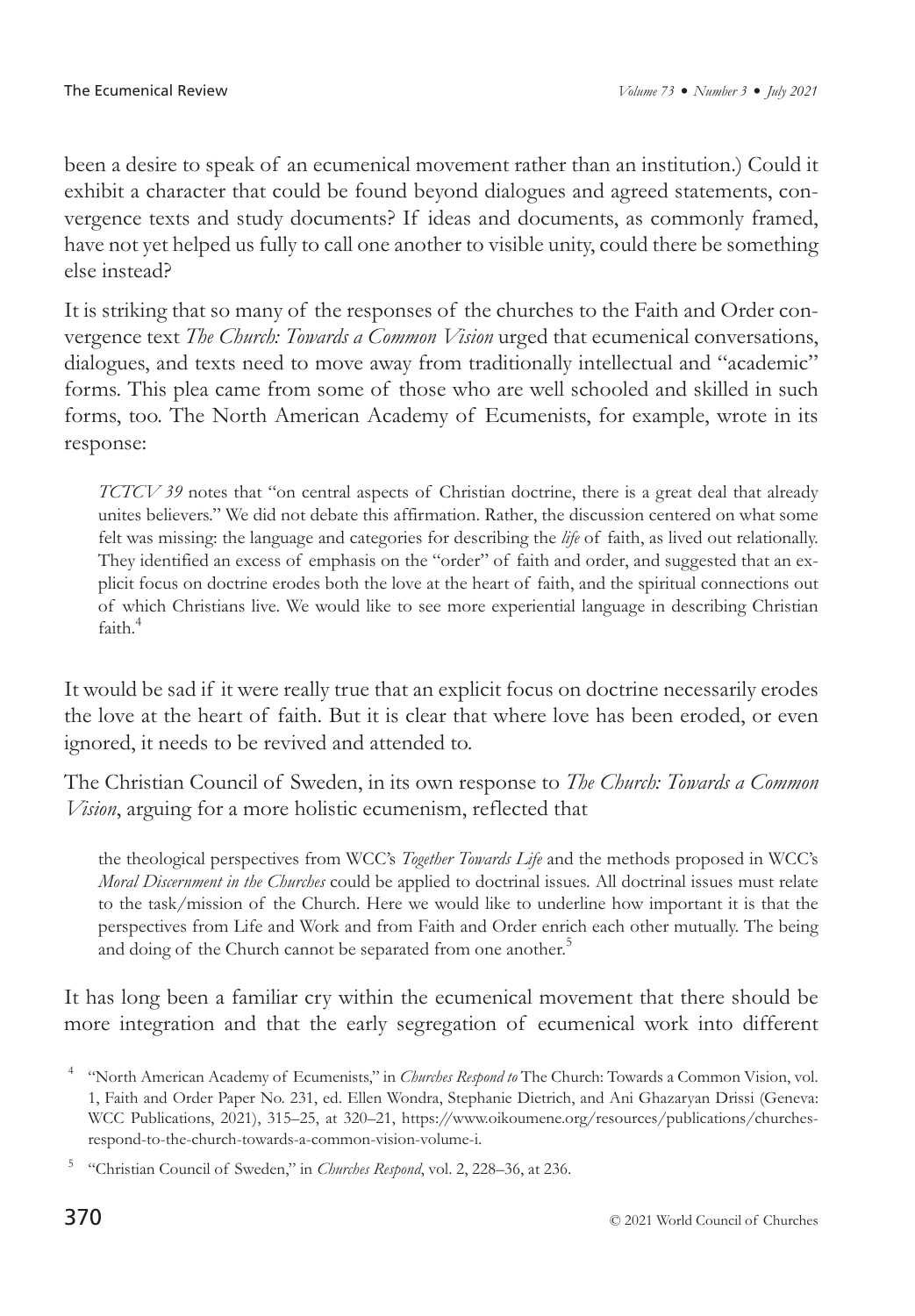been a desire to speak of an ecumenical movement rather than an institution.) Could it exhibit a character that could be found beyond dialogues and agreed statements, convergence texts and study documents? If ideas and documents, as commonly framed, have not yet helped us fully to call one another to visible unity, could there be something else instead?

It is striking that so many of the responses of the churches to the Faith and Order convergence text *The Church: Towards a Common Vision* urged that ecumenical conversations, dialogues, and texts need to move away from traditionally intellectual and "academic" forms. This plea came from some of those who are well schooled and skilled in such forms, too. The North American Academy of Ecumenists, for example, wrote in its response:

> *TCTCV 39* notes that "on central aspects of Christian doctrine, there is a great deal that already unites believers." We did not debate this affirmation. Rather, the discussion centered on what some felt was missing: the language and categories for describing the *life* of faith, as lived out relationally. They identified an excess of emphasis on the "order" of faith and order, and suggested that an explicit focus on doctrine erodes both the love at the heart of faith, and the spiritual connections out of which Christians live. We would like to see more experiential language in describing Christian faith.[4]

It would be sad if it were really true that an explicit focus on doctrine necessarily erodes the love at the heart of faith. But it is clear that where love has been eroded, or even ignored, it needs to be revived and attended to.

The Christian Council of Sweden, in its own response to *The Church: Towards a Common Vision*, arguing for a more holistic ecumenism, reflected that

> the theological perspectives from WCC's *Together Towards Life* and the methods proposed in WCC's *Moral Discernment in the Churches* could be applied to doctrinal issues. All doctrinal issues must relate to the task/mission of the Church. Here we would like to underline how important it is that the perspectives from Life and Work and from Faith and Order enrich each other mutually. The being and doing of the Church cannot be separated from one another.[5]

It has long been a familiar cry within the ecumenical movement that there should be more integration and that the early segregation of ecumenical work into different

---

[4] "North American Academy of Ecumenists," in *Churches Respond to* The Church: Towards a Common Vision, vol. 1, Faith and Order Paper No. 231, ed. Ellen Wondra, Stephanie Dietrich, and Ani Ghazaryan Drissi (Geneva: WCC Publications, 2021), 315–25, at 320–21, https://www.oikoumene.org/resources/publications/churches-respond-to-the-church-towards-a-common-vision-volume-i.

[5] "Christian Council of Sweden," in *Churches Respond*, vol. 2, 228–36, at 236.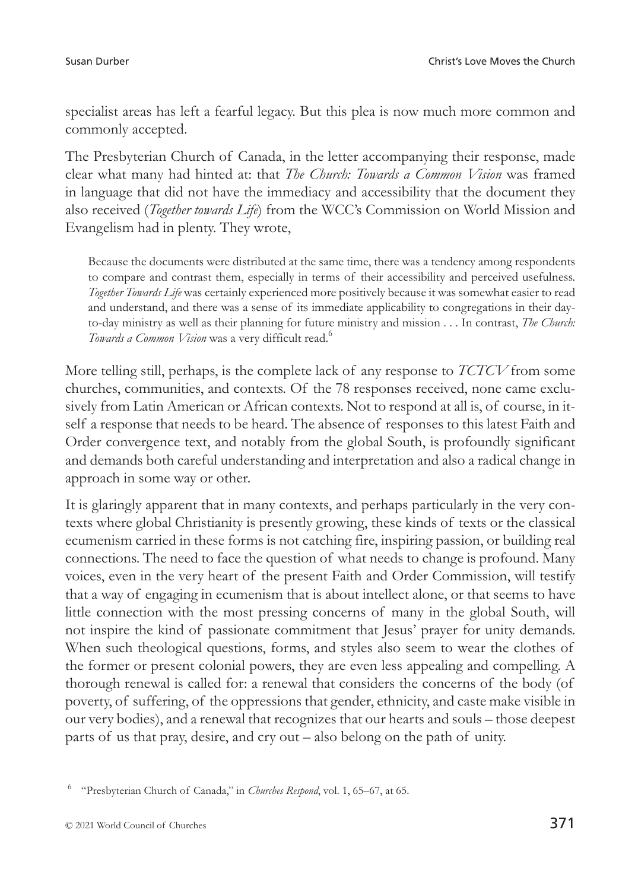specialist areas has left a fearful legacy. But this plea is now much more common and commonly accepted.

The Presbyterian Church of Canada, in the letter accompanying their response, made clear what many had hinted at: that *The Church: Towards a Common Vision* was framed in language that did not have the immediacy and accessibility that the document they also received (*Together towards Life*) from the WCC's Commission on World Mission and Evangelism had in plenty. They wrote,

> Because the documents were distributed at the same time, there was a tendency among respondents to compare and contrast them, especially in terms of their accessibility and perceived usefulness. *Together Towards Life* was certainly experienced more positively because it was somewhat easier to read and understand, and there was a sense of its immediate applicability to congregations in their day-to-day ministry as well as their planning for future ministry and mission . . . In contrast, *The Church: Towards a Common Vision* was a very difficult read.[6]

More telling still, perhaps, is the complete lack of any response to *TCTCV* from some churches, communities, and contexts. Of the 78 responses received, none came exclusively from Latin American or African contexts. Not to respond at all is, of course, in itself a response that needs to be heard. The absence of responses to this latest Faith and Order convergence text, and notably from the global South, is profoundly significant and demands both careful understanding and interpretation and also a radical change in approach in some way or other.

It is glaringly apparent that in many contexts, and perhaps particularly in the very contexts where global Christianity is presently growing, these kinds of texts or the classical ecumenism carried in these forms is not catching fire, inspiring passion, or building real connections. The need to face the question of what needs to change is profound. Many voices, even in the very heart of the present Faith and Order Commission, will testify that a way of engaging in ecumenism that is about intellect alone, or that seems to have little connection with the most pressing concerns of many in the global South, will not inspire the kind of passionate commitment that Jesus' prayer for unity demands. When such theological questions, forms, and styles also seem to wear the clothes of the former or present colonial powers, they are even less appealing and compelling. A thorough renewal is called for: a renewal that considers the concerns of the body (of poverty, of suffering, of the oppressions that gender, ethnicity, and caste make visible in our very bodies), and a renewal that recognizes that our hearts and souls – those deepest parts of us that pray, desire, and cry out – also belong on the path of unity.

[6] "Presbyterian Church of Canada," in *Churches Respond*, vol. 1, 65–67, at 65.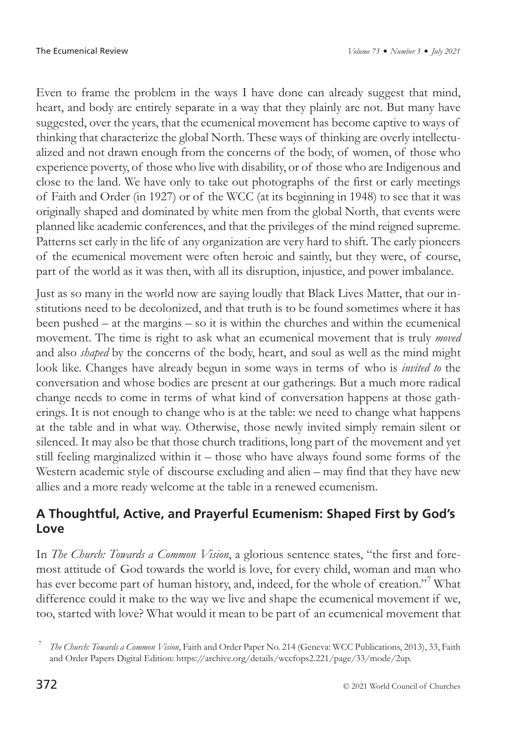Even to frame the problem in the ways I have done can already suggest that mind, heart, and body are entirely separate in a way that they plainly are not. But many have suggested, over the years, that the ecumenical movement has become captive to ways of thinking that characterize the global North. These ways of thinking are overly intellectualized and not drawn enough from the concerns of the body, of women, of those who experience poverty, of those who live with disability, or of those who are Indigenous and close to the land. We have only to take out photographs of the first or early meetings of Faith and Order (in 1927) or of the WCC (at its beginning in 1948) to see that it was originally shaped and dominated by white men from the global North, that events were planned like academic conferences, and that the privileges of the mind reigned supreme. Patterns set early in the life of any organization are very hard to shift. The early pioneers of the ecumenical movement were often heroic and saintly, but they were, of course, part of the world as it was then, with all its disruption, injustice, and power imbalance.

Just as so many in the world now are saying loudly that Black Lives Matter, that our institutions need to be decolonized, and that truth is to be found sometimes where it has been pushed – at the margins – so it is within the churches and within the ecumenical movement. The time is right to ask what an ecumenical movement that is truly *moved* and also *shaped* by the concerns of the body, heart, and soul as well as the mind might look like. Changes have already begun in some ways in terms of who is *invited to* the conversation and whose bodies are present at our gatherings. But a much more radical change needs to come in terms of what kind of conversation happens at those gatherings. It is not enough to change who is at the table: we need to change what happens at the table and in what way. Otherwise, those newly invited simply remain silent or silenced. It may also be that those church traditions, long part of the movement and yet still feeling marginalized within it – those who have always found some forms of the Western academic style of discourse excluding and alien – may find that they have new allies and a more ready welcome at the table in a renewed ecumenism.

## A Thoughtful, Active, and Prayerful Ecumenism: Shaped First by God's Love

In *The Church: Towards a Common Vision*, a glorious sentence states, "the first and foremost attitude of God towards the world is love, for every child, woman and man who has ever become part of human history, and, indeed, for the whole of creation."[7] What difference could it make to the way we live and shape the ecumenical movement if we, too, started with love? What would it mean to be part of an ecumenical movement that

[7] *The Church: Towards a Common Vision*, Faith and Order Paper No. 214 (Geneva: WCC Publications, 2013), 33, Faith and Order Papers Digital Edition: https://archive.org/details/wccfops2.221/page/33/mode/2up.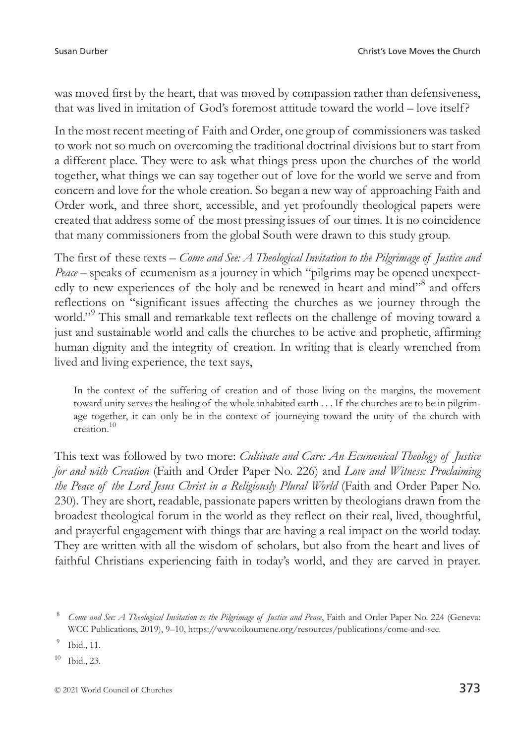was moved first by the heart, that was moved by compassion rather than defensiveness, that was lived in imitation of God's foremost attitude toward the world – love itself?

In the most recent meeting of Faith and Order, one group of commissioners was tasked to work not so much on overcoming the traditional doctrinal divisions but to start from a different place. They were to ask what things press upon the churches of the world together, what things we can say together out of love for the world we serve and from concern and love for the whole creation. So began a new way of approaching Faith and Order work, and three short, accessible, and yet profoundly theological papers were created that address some of the most pressing issues of our times. It is no coincidence that many commissioners from the global South were drawn to this study group.

The first of these texts – *Come and See: A Theological Invitation to the Pilgrimage of Justice and Peace* – speaks of ecumenism as a journey in which "pilgrims may be opened unexpectedly to new experiences of the holy and be renewed in heart and mind"[8] and offers reflections on "significant issues affecting the churches as we journey through the world."[9] This small and remarkable text reflects on the challenge of moving toward a just and sustainable world and calls the churches to be active and prophetic, affirming human dignity and the integrity of creation. In writing that is clearly wrenched from lived and living experience, the text says,

> In the context of the suffering of creation and of those living on the margins, the movement toward unity serves the healing of the whole inhabited earth . . . If the churches are to be in pilgrimage together, it can only be in the context of journeying toward the unity of the church with creation.[10]

This text was followed by two more: *Cultivate and Care: An Ecumenical Theology of Justice for and with Creation* (Faith and Order Paper No. 226) and *Love and Witness: Proclaiming the Peace of the Lord Jesus Christ in a Religiously Plural World* (Faith and Order Paper No. 230). They are short, readable, passionate papers written by theologians drawn from the broadest theological forum in the world as they reflect on their real, lived, thoughtful, and prayerful engagement with things that are having a real impact on the world today. They are written with all the wisdom of scholars, but also from the heart and lives of faithful Christians experiencing faith in today's world, and they are carved in prayer.

---

[8] *Come and See: A Theological Invitation to the Pilgrimage of Justice and Peace*, Faith and Order Paper No. 224 (Geneva: WCC Publications, 2019), 9–10, https://www.oikoumene.org/resources/publications/come-and-see.

[9] Ibid., 11.

[10] Ibid., 23.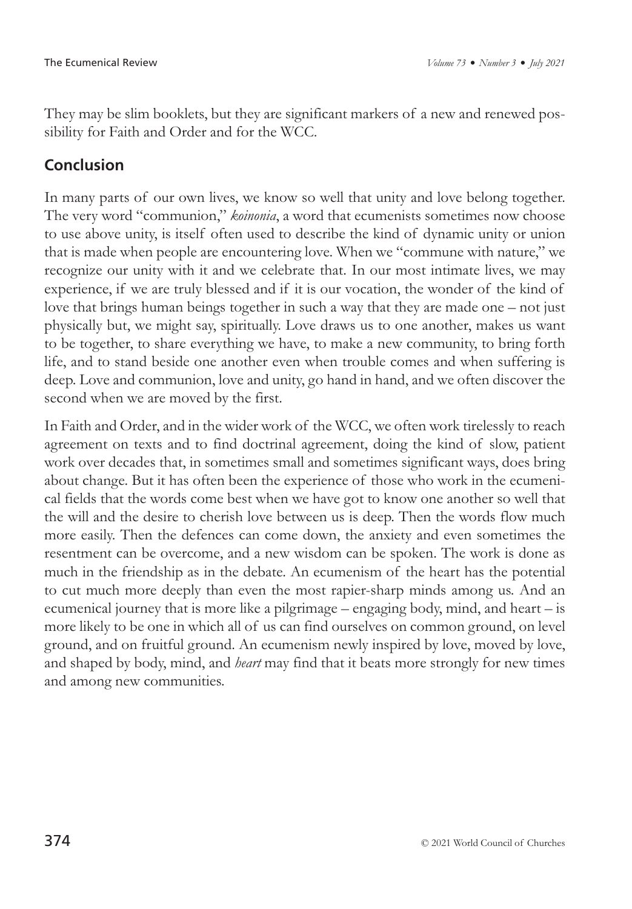They may be slim booklets, but they are significant markers of a new and renewed possibility for Faith and Order and for the WCC.

## Conclusion

In many parts of our own lives, we know so well that unity and love belong together. The very word "communion," *koinonia*, a word that ecumenists sometimes now choose to use above unity, is itself often used to describe the kind of dynamic unity or union that is made when people are encountering love. When we "commune with nature," we recognize our unity with it and we celebrate that. In our most intimate lives, we may experience, if we are truly blessed and if it is our vocation, the wonder of the kind of love that brings human beings together in such a way that they are made one – not just physically but, we might say, spiritually. Love draws us to one another, makes us want to be together, to share everything we have, to make a new community, to bring forth life, and to stand beside one another even when trouble comes and when suffering is deep. Love and communion, love and unity, go hand in hand, and we often discover the second when we are moved by the first.

In Faith and Order, and in the wider work of the WCC, we often work tirelessly to reach agreement on texts and to find doctrinal agreement, doing the kind of slow, patient work over decades that, in sometimes small and sometimes significant ways, does bring about change. But it has often been the experience of those who work in the ecumenical fields that the words come best when we have got to know one another so well that the will and the desire to cherish love between us is deep. Then the words flow much more easily. Then the defences can come down, the anxiety and even sometimes the resentment can be overcome, and a new wisdom can be spoken. The work is done as much in the friendship as in the debate. An ecumenism of the heart has the potential to cut much more deeply than even the most rapier-sharp minds among us. And an ecumenical journey that is more like a pilgrimage – engaging body, mind, and heart – is more likely to be one in which all of us can find ourselves on common ground, on level ground, and on fruitful ground. An ecumenism newly inspired by love, moved by love, and shaped by body, mind, and *heart* may find that it beats more strongly for new times and among new communities.